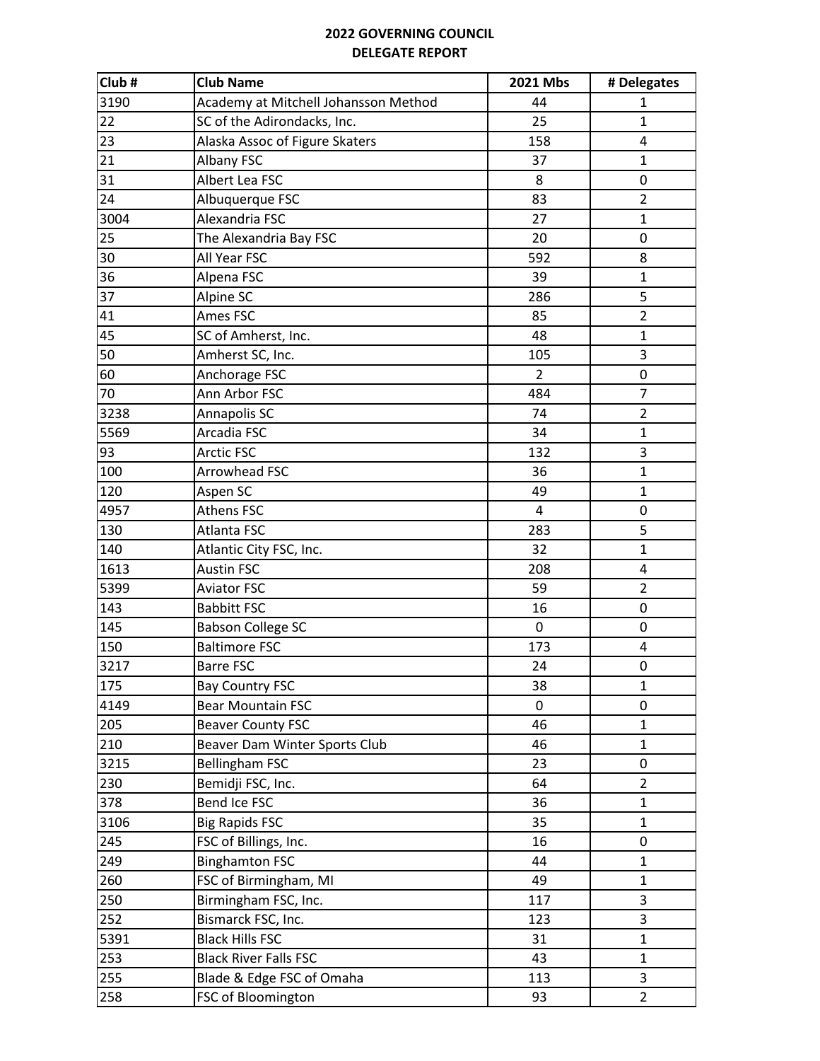# 2022 GOVERNING COUNCIL
## DELEGATE REPORT

| Club # | Club Name | 2021 Mbs | # Delegates |
|---|---|---|---|
| 3190 | Academy at Mitchell Johansson Method | 44 | 1 |
| 22 | SC of the Adirondacks, Inc. | 25 | 1 |
| 23 | Alaska Assoc of Figure Skaters | 158 | 4 |
| 21 | Albany FSC | 37 | 1 |
| 31 | Albert Lea FSC | 8 | 0 |
| 24 | Albuquerque FSC | 83 | 2 |
| 3004 | Alexandria FSC | 27 | 1 |
| 25 | The Alexandria Bay FSC | 20 | 0 |
| 30 | All Year FSC | 592 | 8 |
| 36 | Alpena FSC | 39 | 1 |
| 37 | Alpine SC | 286 | 5 |
| 41 | Ames FSC | 85 | 2 |
| 45 | SC of Amherst, Inc. | 48 | 1 |
| 50 | Amherst SC, Inc. | 105 | 3 |
| 60 | Anchorage FSC | 2 | 0 |
| 70 | Ann Arbor FSC | 484 | 7 |
| 3238 | Annapolis SC | 74 | 2 |
| 5569 | Arcadia FSC | 34 | 1 |
| 93 | Arctic FSC | 132 | 3 |
| 100 | Arrowhead FSC | 36 | 1 |
| 120 | Aspen SC | 49 | 1 |
| 4957 | Athens FSC | 4 | 0 |
| 130 | Atlanta FSC | 283 | 5 |
| 140 | Atlantic City FSC, Inc. | 32 | 1 |
| 1613 | Austin FSC | 208 | 4 |
| 5399 | Aviator FSC | 59 | 2 |
| 143 | Babbitt FSC | 16 | 0 |
| 145 | Babson College SC | 0 | 0 |
| 150 | Baltimore FSC | 173 | 4 |
| 3217 | Barre FSC | 24 | 0 |
| 175 | Bay Country FSC | 38 | 1 |
| 4149 | Bear Mountain FSC | 0 | 0 |
| 205 | Beaver County FSC | 46 | 1 |
| 210 | Beaver Dam Winter Sports Club | 46 | 1 |
| 3215 | Bellingham FSC | 23 | 0 |
| 230 | Bemidji FSC, Inc. | 64 | 2 |
| 378 | Bend Ice FSC | 36 | 1 |
| 3106 | Big Rapids FSC | 35 | 1 |
| 245 | FSC of Billings, Inc. | 16 | 0 |
| 249 | Binghamton FSC | 44 | 1 |
| 260 | FSC of Birmingham, MI | 49 | 1 |
| 250 | Birmingham FSC, Inc. | 117 | 3 |
| 252 | Bismarck FSC, Inc. | 123 | 3 |
| 5391 | Black Hills FSC | 31 | 1 |
| 253 | Black River Falls FSC | 43 | 1 |
| 255 | Blade & Edge FSC of Omaha | 113 | 3 |
| 258 | FSC of Bloomington | 93 | 2 |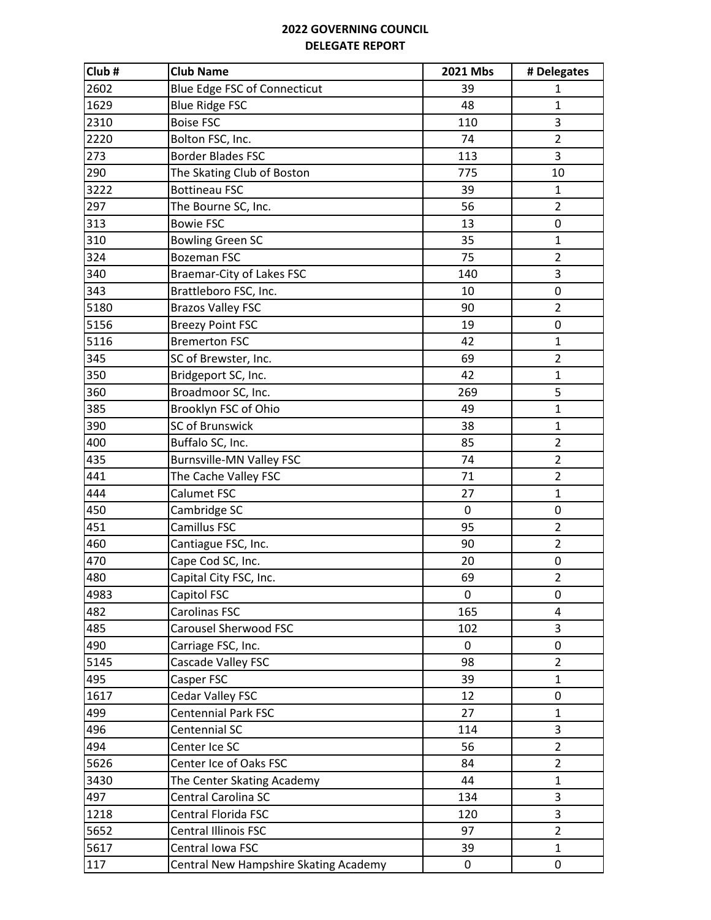**2022 GOVERNING COUNCIL**
**DELEGATE REPORT**

| Club # | Club Name | 2021 Mbs | # Delegates |
|---|---|---|---|
| 2602 | Blue Edge FSC of Connecticut | 39 | 1 |
| 1629 | Blue Ridge FSC | 48 | 1 |
| 2310 | Boise FSC | 110 | 3 |
| 2220 | Bolton FSC, Inc. | 74 | 2 |
| 273 | Border Blades FSC | 113 | 3 |
| 290 | The Skating Club of Boston | 775 | 10 |
| 3222 | Bottineau FSC | 39 | 1 |
| 297 | The Bourne SC, Inc. | 56 | 2 |
| 313 | Bowie FSC | 13 | 0 |
| 310 | Bowling Green SC | 35 | 1 |
| 324 | Bozeman FSC | 75 | 2 |
| 340 | Braemar-City of Lakes FSC | 140 | 3 |
| 343 | Brattleboro FSC, Inc. | 10 | 0 |
| 5180 | Brazos Valley FSC | 90 | 2 |
| 5156 | Breezy Point FSC | 19 | 0 |
| 5116 | Bremerton FSC | 42 | 1 |
| 345 | SC of Brewster, Inc. | 69 | 2 |
| 350 | Bridgeport SC, Inc. | 42 | 1 |
| 360 | Broadmoor SC, Inc. | 269 | 5 |
| 385 | Brooklyn FSC of Ohio | 49 | 1 |
| 390 | SC of Brunswick | 38 | 1 |
| 400 | Buffalo SC, Inc. | 85 | 2 |
| 435 | Burnsville-MN Valley FSC | 74 | 2 |
| 441 | The Cache Valley FSC | 71 | 2 |
| 444 | Calumet FSC | 27 | 1 |
| 450 | Cambridge SC | 0 | 0 |
| 451 | Camillus FSC | 95 | 2 |
| 460 | Cantiague FSC, Inc. | 90 | 2 |
| 470 | Cape Cod SC, Inc. | 20 | 0 |
| 480 | Capital City FSC, Inc. | 69 | 2 |
| 4983 | Capitol FSC | 0 | 0 |
| 482 | Carolinas FSC | 165 | 4 |
| 485 | Carousel Sherwood FSC | 102 | 3 |
| 490 | Carriage FSC, Inc. | 0 | 0 |
| 5145 | Cascade Valley FSC | 98 | 2 |
| 495 | Casper FSC | 39 | 1 |
| 1617 | Cedar Valley FSC | 12 | 0 |
| 499 | Centennial Park FSC | 27 | 1 |
| 496 | Centennial SC | 114 | 3 |
| 494 | Center Ice SC | 56 | 2 |
| 5626 | Center Ice of Oaks FSC | 84 | 2 |
| 3430 | The Center Skating Academy | 44 | 1 |
| 497 | Central Carolina SC | 134 | 3 |
| 1218 | Central Florida FSC | 120 | 3 |
| 5652 | Central Illinois FSC | 97 | 2 |
| 5617 | Central Iowa FSC | 39 | 1 |
| 117 | Central New Hampshire Skating Academy | 0 | 0 |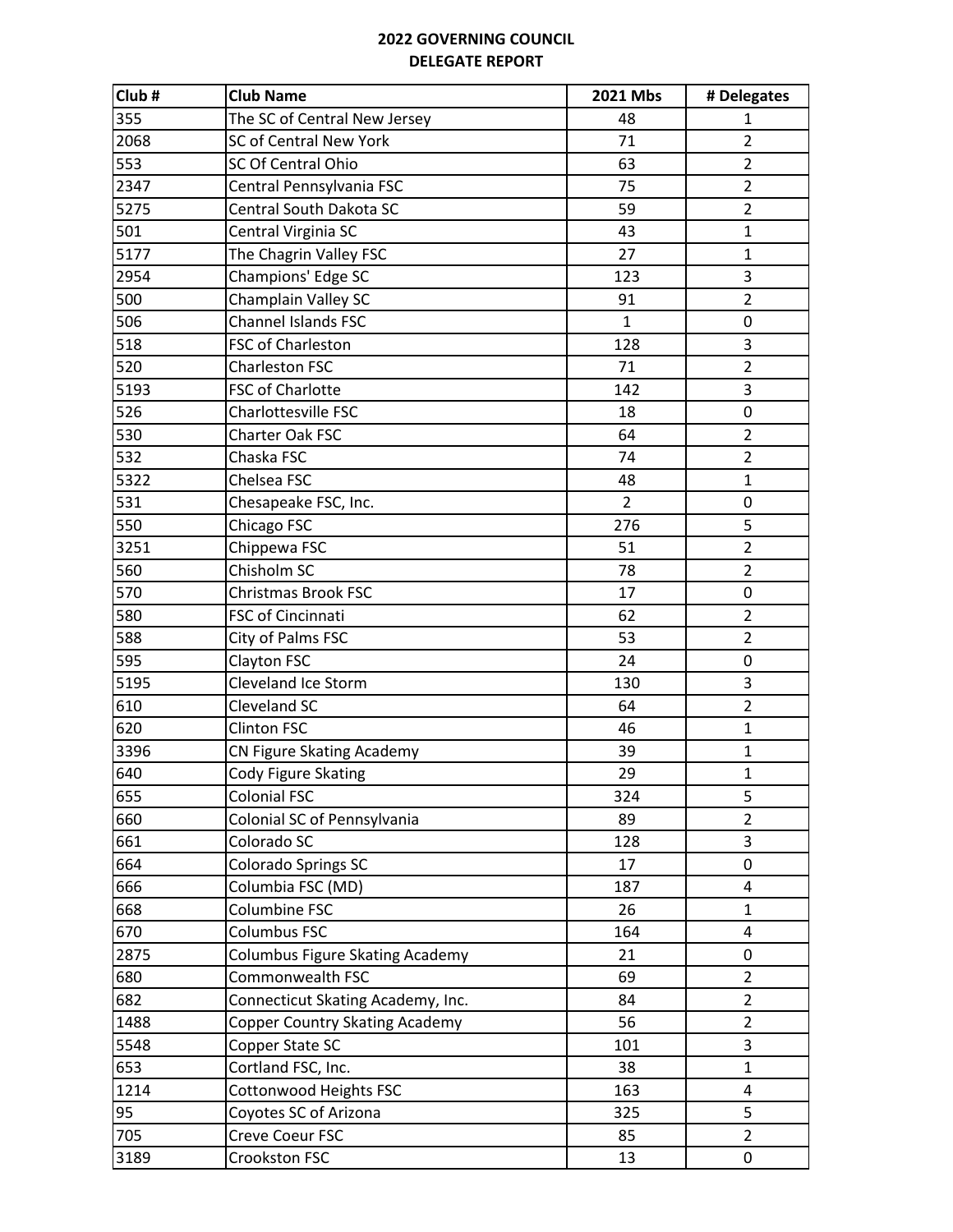**2022 GOVERNING COUNCIL**
**DELEGATE REPORT**

| Club # | Club Name | 2021 Mbs | # Delegates |
|---|---|---|---|
| 355 | The SC of Central New Jersey | 48 | 1 |
| 2068 | SC of Central New York | 71 | 2 |
| 553 | SC Of Central Ohio | 63 | 2 |
| 2347 | Central Pennsylvania FSC | 75 | 2 |
| 5275 | Central South Dakota SC | 59 | 2 |
| 501 | Central Virginia SC | 43 | 1 |
| 5177 | The Chagrin Valley FSC | 27 | 1 |
| 2954 | Champions' Edge SC | 123 | 3 |
| 500 | Champlain Valley SC | 91 | 2 |
| 506 | Channel Islands FSC | 1 | 0 |
| 518 | FSC of Charleston | 128 | 3 |
| 520 | Charleston FSC | 71 | 2 |
| 5193 | FSC of Charlotte | 142 | 3 |
| 526 | Charlottesville FSC | 18 | 0 |
| 530 | Charter Oak FSC | 64 | 2 |
| 532 | Chaska FSC | 74 | 2 |
| 5322 | Chelsea FSC | 48 | 1 |
| 531 | Chesapeake FSC, Inc. | 2 | 0 |
| 550 | Chicago FSC | 276 | 5 |
| 3251 | Chippewa FSC | 51 | 2 |
| 560 | Chisholm SC | 78 | 2 |
| 570 | Christmas Brook FSC | 17 | 0 |
| 580 | FSC of Cincinnati | 62 | 2 |
| 588 | City of Palms FSC | 53 | 2 |
| 595 | Clayton FSC | 24 | 0 |
| 5195 | Cleveland Ice Storm | 130 | 3 |
| 610 | Cleveland SC | 64 | 2 |
| 620 | Clinton FSC | 46 | 1 |
| 3396 | CN Figure Skating Academy | 39 | 1 |
| 640 | Cody Figure Skating | 29 | 1 |
| 655 | Colonial FSC | 324 | 5 |
| 660 | Colonial SC of Pennsylvania | 89 | 2 |
| 661 | Colorado SC | 128 | 3 |
| 664 | Colorado Springs SC | 17 | 0 |
| 666 | Columbia FSC (MD) | 187 | 4 |
| 668 | Columbine FSC | 26 | 1 |
| 670 | Columbus FSC | 164 | 4 |
| 2875 | Columbus Figure Skating Academy | 21 | 0 |
| 680 | Commonwealth FSC | 69 | 2 |
| 682 | Connecticut Skating Academy, Inc. | 84 | 2 |
| 1488 | Copper Country Skating Academy | 56 | 2 |
| 5548 | Copper State SC | 101 | 3 |
| 653 | Cortland FSC, Inc. | 38 | 1 |
| 1214 | Cottonwood Heights FSC | 163 | 4 |
| 95 | Coyotes SC of Arizona | 325 | 5 |
| 705 | Creve Coeur FSC | 85 | 2 |
| 3189 | Crookston FSC | 13 | 0 |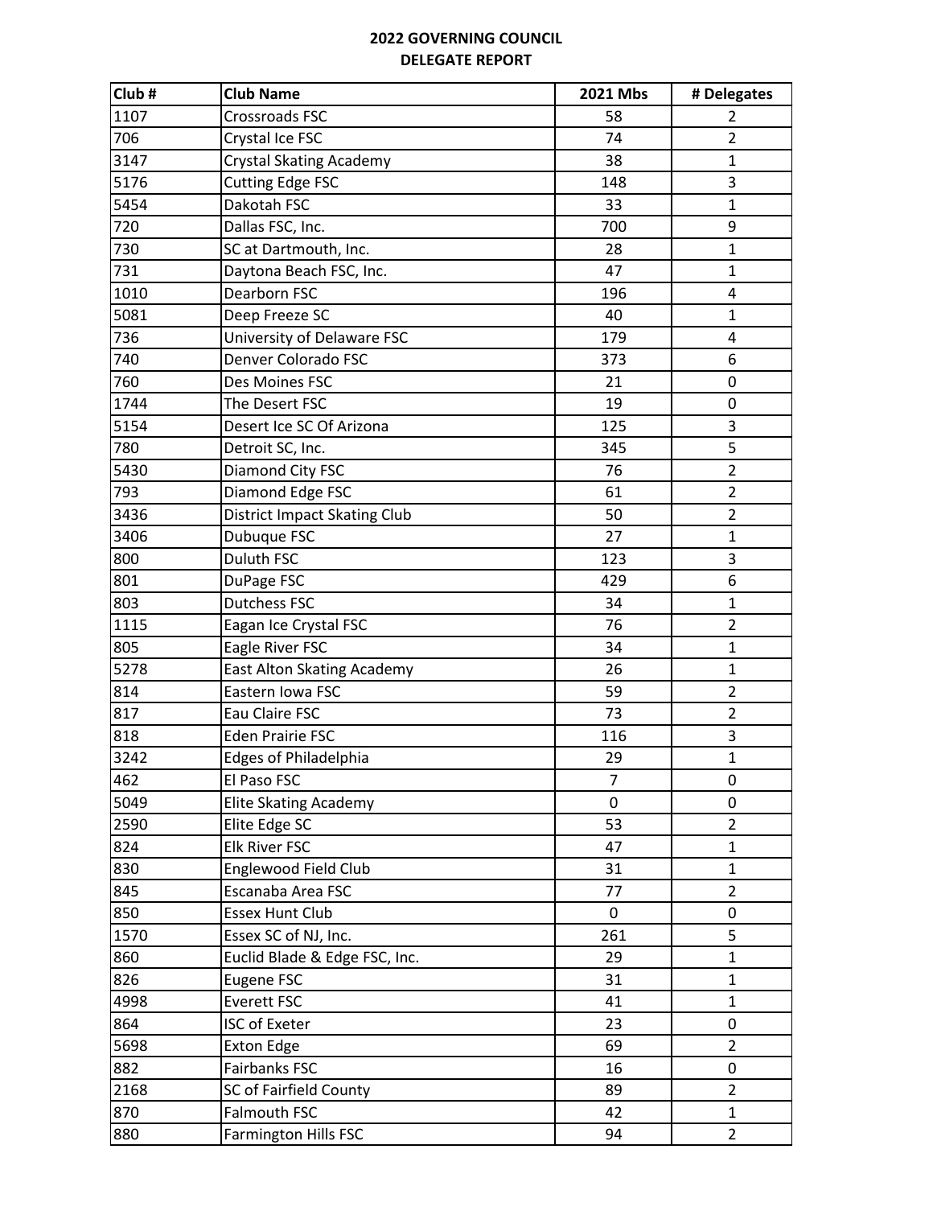**2022 GOVERNING COUNCIL**
**DELEGATE REPORT**

| Club # | Club Name | 2021 Mbs | # Delegates |
|---|---|---|---|
| 1107 | Crossroads FSC | 58 | 2 |
| 706 | Crystal Ice FSC | 74 | 2 |
| 3147 | Crystal Skating Academy | 38 | 1 |
| 5176 | Cutting Edge FSC | 148 | 3 |
| 5454 | Dakotah FSC | 33 | 1 |
| 720 | Dallas FSC, Inc. | 700 | 9 |
| 730 | SC at Dartmouth, Inc. | 28 | 1 |
| 731 | Daytona Beach FSC, Inc. | 47 | 1 |
| 1010 | Dearborn FSC | 196 | 4 |
| 5081 | Deep Freeze SC | 40 | 1 |
| 736 | University of Delaware FSC | 179 | 4 |
| 740 | Denver Colorado FSC | 373 | 6 |
| 760 | Des Moines FSC | 21 | 0 |
| 1744 | The Desert FSC | 19 | 0 |
| 5154 | Desert Ice SC Of Arizona | 125 | 3 |
| 780 | Detroit SC, Inc. | 345 | 5 |
| 5430 | Diamond City FSC | 76 | 2 |
| 793 | Diamond Edge FSC | 61 | 2 |
| 3436 | District Impact Skating Club | 50 | 2 |
| 3406 | Dubuque FSC | 27 | 1 |
| 800 | Duluth FSC | 123 | 3 |
| 801 | DuPage FSC | 429 | 6 |
| 803 | Dutchess FSC | 34 | 1 |
| 1115 | Eagan Ice Crystal FSC | 76 | 2 |
| 805 | Eagle River FSC | 34 | 1 |
| 5278 | East Alton Skating Academy | 26 | 1 |
| 814 | Eastern Iowa FSC | 59 | 2 |
| 817 | Eau Claire FSC | 73 | 2 |
| 818 | Eden Prairie FSC | 116 | 3 |
| 3242 | Edges of Philadelphia | 29 | 1 |
| 462 | El Paso FSC | 7 | 0 |
| 5049 | Elite Skating Academy | 0 | 0 |
| 2590 | Elite Edge SC | 53 | 2 |
| 824 | Elk River FSC | 47 | 1 |
| 830 | Englewood Field Club | 31 | 1 |
| 845 | Escanaba Area FSC | 77 | 2 |
| 850 | Essex Hunt Club | 0 | 0 |
| 1570 | Essex SC of NJ, Inc. | 261 | 5 |
| 860 | Euclid Blade & Edge FSC, Inc. | 29 | 1 |
| 826 | Eugene FSC | 31 | 1 |
| 4998 | Everett FSC | 41 | 1 |
| 864 | ISC of Exeter | 23 | 0 |
| 5698 | Exton Edge | 69 | 2 |
| 882 | Fairbanks FSC | 16 | 0 |
| 2168 | SC of Fairfield County | 89 | 2 |
| 870 | Falmouth FSC | 42 | 1 |
| 880 | Farmington Hills FSC | 94 | 2 |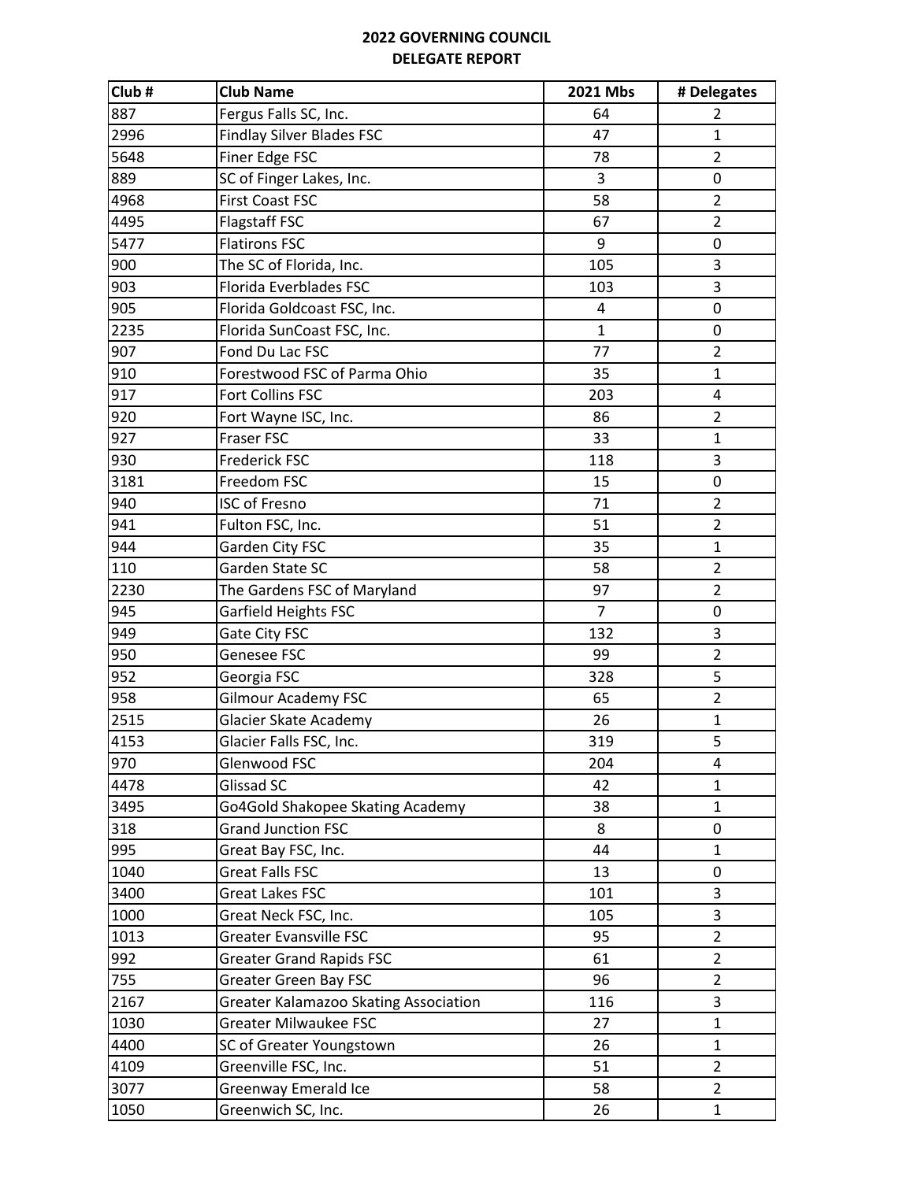**2022 GOVERNING COUNCIL**
**DELEGATE REPORT**

| Club # | Club Name | 2021 Mbs | # Delegates |
|---|---|---|---|
| 887 | Fergus Falls SC, Inc. | 64 | 2 |
| 2996 | Findlay Silver Blades FSC | 47 | 1 |
| 5648 | Finer Edge FSC | 78 | 2 |
| 889 | SC of Finger Lakes, Inc. | 3 | 0 |
| 4968 | First Coast FSC | 58 | 2 |
| 4495 | Flagstaff FSC | 67 | 2 |
| 5477 | Flatirons FSC | 9 | 0 |
| 900 | The SC of Florida, Inc. | 105 | 3 |
| 903 | Florida Everblades FSC | 103 | 3 |
| 905 | Florida Goldcoast FSC, Inc. | 4 | 0 |
| 2235 | Florida SunCoast FSC, Inc. | 1 | 0 |
| 907 | Fond Du Lac FSC | 77 | 2 |
| 910 | Forestwood FSC of Parma Ohio | 35 | 1 |
| 917 | Fort Collins FSC | 203 | 4 |
| 920 | Fort Wayne ISC, Inc. | 86 | 2 |
| 927 | Fraser FSC | 33 | 1 |
| 930 | Frederick FSC | 118 | 3 |
| 3181 | Freedom FSC | 15 | 0 |
| 940 | ISC of Fresno | 71 | 2 |
| 941 | Fulton FSC, Inc. | 51 | 2 |
| 944 | Garden City FSC | 35 | 1 |
| 110 | Garden State SC | 58 | 2 |
| 2230 | The Gardens FSC of Maryland | 97 | 2 |
| 945 | Garfield Heights FSC | 7 | 0 |
| 949 | Gate City FSC | 132 | 3 |
| 950 | Genesee FSC | 99 | 2 |
| 952 | Georgia FSC | 328 | 5 |
| 958 | Gilmour Academy FSC | 65 | 2 |
| 2515 | Glacier Skate Academy | 26 | 1 |
| 4153 | Glacier Falls FSC, Inc. | 319 | 5 |
| 970 | Glenwood FSC | 204 | 4 |
| 4478 | Glissad SC | 42 | 1 |
| 3495 | Go4Gold Shakopee Skating Academy | 38 | 1 |
| 318 | Grand Junction FSC | 8 | 0 |
| 995 | Great Bay FSC, Inc. | 44 | 1 |
| 1040 | Great Falls FSC | 13 | 0 |
| 3400 | Great Lakes FSC | 101 | 3 |
| 1000 | Great Neck FSC, Inc. | 105 | 3 |
| 1013 | Greater Evansville FSC | 95 | 2 |
| 992 | Greater Grand Rapids FSC | 61 | 2 |
| 755 | Greater Green Bay FSC | 96 | 2 |
| 2167 | Greater Kalamazoo Skating Association | 116 | 3 |
| 1030 | Greater Milwaukee FSC | 27 | 1 |
| 4400 | SC of Greater Youngstown | 26 | 1 |
| 4109 | Greenville FSC, Inc. | 51 | 2 |
| 3077 | Greenway Emerald Ice | 58 | 2 |
| 1050 | Greenwich SC, Inc. | 26 | 1 |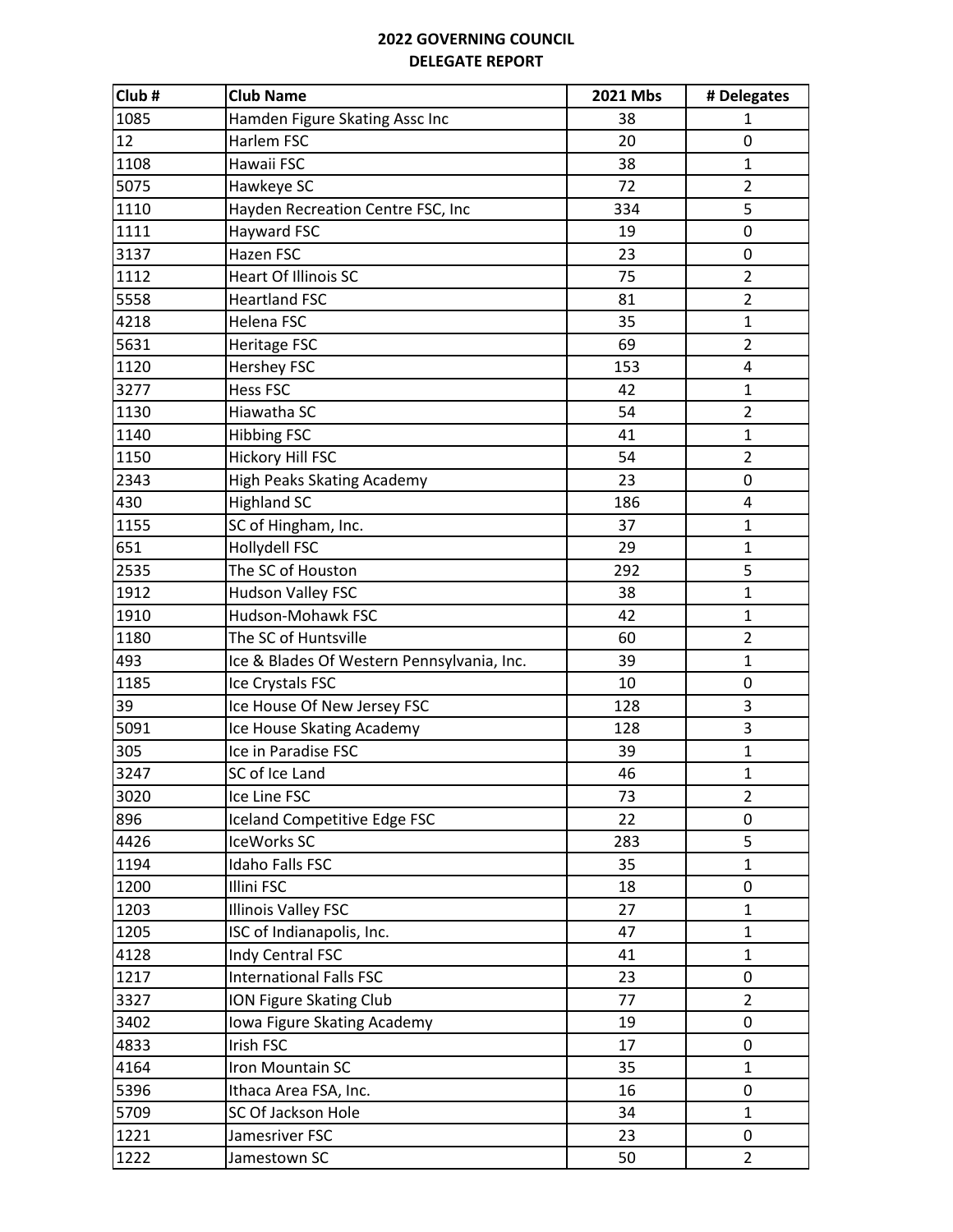**2022 GOVERNING COUNCIL**
**DELEGATE REPORT**

| Club # | Club Name | 2021 Mbs | # Delegates |
|---|---|---|---|
| 1085 | Hamden Figure Skating Assc Inc | 38 | 1 |
| 12 | Harlem FSC | 20 | 0 |
| 1108 | Hawaii FSC | 38 | 1 |
| 5075 | Hawkeye SC | 72 | 2 |
| 1110 | Hayden Recreation Centre FSC, Inc | 334 | 5 |
| 1111 | Hayward FSC | 19 | 0 |
| 3137 | Hazen FSC | 23 | 0 |
| 1112 | Heart Of Illinois SC | 75 | 2 |
| 5558 | Heartland FSC | 81 | 2 |
| 4218 | Helena FSC | 35 | 1 |
| 5631 | Heritage FSC | 69 | 2 |
| 1120 | Hershey FSC | 153 | 4 |
| 3277 | Hess FSC | 42 | 1 |
| 1130 | Hiawatha SC | 54 | 2 |
| 1140 | Hibbing FSC | 41 | 1 |
| 1150 | Hickory Hill FSC | 54 | 2 |
| 2343 | High Peaks Skating Academy | 23 | 0 |
| 430 | Highland SC | 186 | 4 |
| 1155 | SC of Hingham, Inc. | 37 | 1 |
| 651 | Hollydell FSC | 29 | 1 |
| 2535 | The SC of Houston | 292 | 5 |
| 1912 | Hudson Valley FSC | 38 | 1 |
| 1910 | Hudson-Mohawk FSC | 42 | 1 |
| 1180 | The SC of Huntsville | 60 | 2 |
| 493 | Ice & Blades Of Western Pennsylvania, Inc. | 39 | 1 |
| 1185 | Ice Crystals FSC | 10 | 0 |
| 39 | Ice House Of New Jersey FSC | 128 | 3 |
| 5091 | Ice House Skating Academy | 128 | 3 |
| 305 | Ice in Paradise FSC | 39 | 1 |
| 3247 | SC of Ice Land | 46 | 1 |
| 3020 | Ice Line FSC | 73 | 2 |
| 896 | Iceland Competitive Edge FSC | 22 | 0 |
| 4426 | IceWorks SC | 283 | 5 |
| 1194 | Idaho Falls FSC | 35 | 1 |
| 1200 | Illini FSC | 18 | 0 |
| 1203 | Illinois Valley FSC | 27 | 1 |
| 1205 | ISC of Indianapolis, Inc. | 47 | 1 |
| 4128 | Indy Central FSC | 41 | 1 |
| 1217 | International Falls FSC | 23 | 0 |
| 3327 | ION Figure Skating Club | 77 | 2 |
| 3402 | Iowa Figure Skating Academy | 19 | 0 |
| 4833 | Irish FSC | 17 | 0 |
| 4164 | Iron Mountain SC | 35 | 1 |
| 5396 | Ithaca Area FSA, Inc. | 16 | 0 |
| 5709 | SC Of Jackson Hole | 34 | 1 |
| 1221 | Jamesriver FSC | 23 | 0 |
| 1222 | Jamestown SC | 50 | 2 |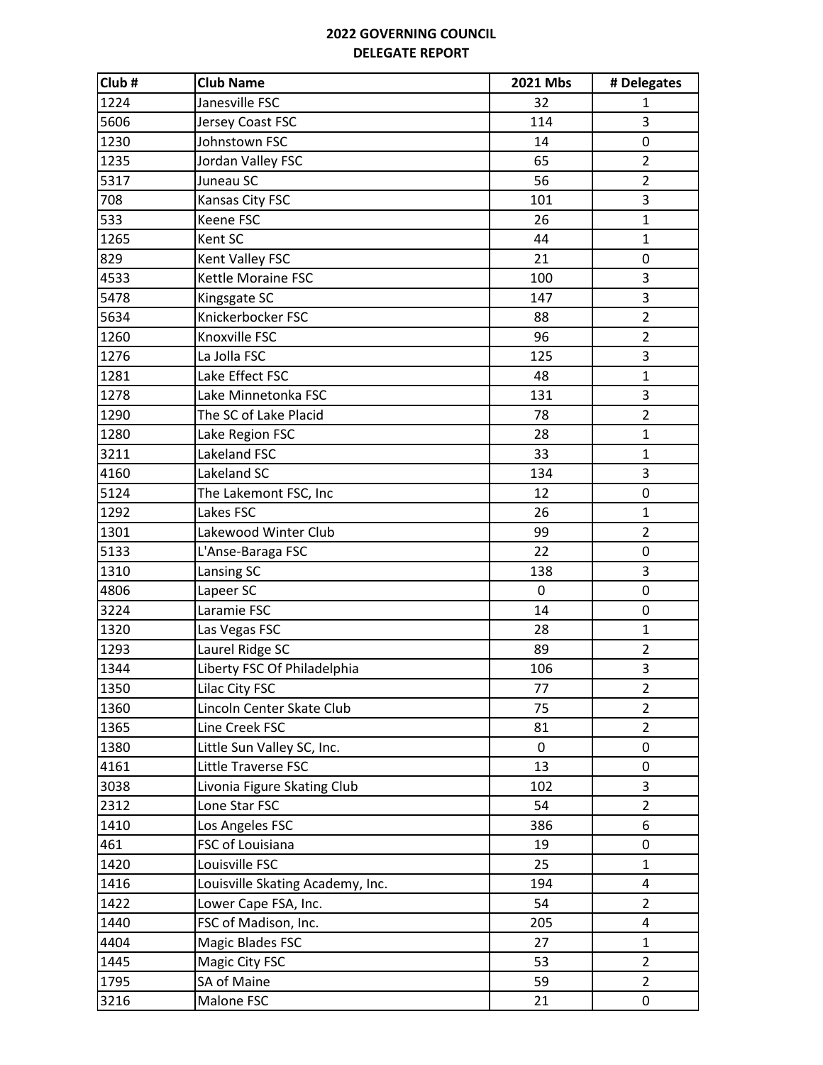**2022 GOVERNING COUNCIL**
**DELEGATE REPORT**

| Club # | Club Name | 2021 Mbs | # Delegates |
|---|---|---|---|
| 1224 | Janesville FSC | 32 | 1 |
| 5606 | Jersey Coast FSC | 114 | 3 |
| 1230 | Johnstown FSC | 14 | 0 |
| 1235 | Jordan Valley FSC | 65 | 2 |
| 5317 | Juneau SC | 56 | 2 |
| 708 | Kansas City FSC | 101 | 3 |
| 533 | Keene FSC | 26 | 1 |
| 1265 | Kent SC | 44 | 1 |
| 829 | Kent Valley FSC | 21 | 0 |
| 4533 | Kettle Moraine FSC | 100 | 3 |
| 5478 | Kingsgate SC | 147 | 3 |
| 5634 | Knickerbocker FSC | 88 | 2 |
| 1260 | Knoxville FSC | 96 | 2 |
| 1276 | La Jolla FSC | 125 | 3 |
| 1281 | Lake Effect FSC | 48 | 1 |
| 1278 | Lake Minnetonka FSC | 131 | 3 |
| 1290 | The SC of Lake Placid | 78 | 2 |
| 1280 | Lake Region FSC | 28 | 1 |
| 3211 | Lakeland FSC | 33 | 1 |
| 4160 | Lakeland SC | 134 | 3 |
| 5124 | The Lakemont FSC, Inc | 12 | 0 |
| 1292 | Lakes FSC | 26 | 1 |
| 1301 | Lakewood Winter Club | 99 | 2 |
| 5133 | L'Anse-Baraga FSC | 22 | 0 |
| 1310 | Lansing SC | 138 | 3 |
| 4806 | Lapeer SC | 0 | 0 |
| 3224 | Laramie FSC | 14 | 0 |
| 1320 | Las Vegas FSC | 28 | 1 |
| 1293 | Laurel Ridge SC | 89 | 2 |
| 1344 | Liberty FSC Of Philadelphia | 106 | 3 |
| 1350 | Lilac City FSC | 77 | 2 |
| 1360 | Lincoln Center Skate Club | 75 | 2 |
| 1365 | Line Creek FSC | 81 | 2 |
| 1380 | Little Sun Valley SC, Inc. | 0 | 0 |
| 4161 | Little Traverse FSC | 13 | 0 |
| 3038 | Livonia Figure Skating Club | 102 | 3 |
| 2312 | Lone Star FSC | 54 | 2 |
| 1410 | Los Angeles FSC | 386 | 6 |
| 461 | FSC of Louisiana | 19 | 0 |
| 1420 | Louisville FSC | 25 | 1 |
| 1416 | Louisville Skating Academy, Inc. | 194 | 4 |
| 1422 | Lower Cape FSA, Inc. | 54 | 2 |
| 1440 | FSC of Madison, Inc. | 205 | 4 |
| 4404 | Magic Blades FSC | 27 | 1 |
| 1445 | Magic City FSC | 53 | 2 |
| 1795 | SA of Maine | 59 | 2 |
| 3216 | Malone FSC | 21 | 0 |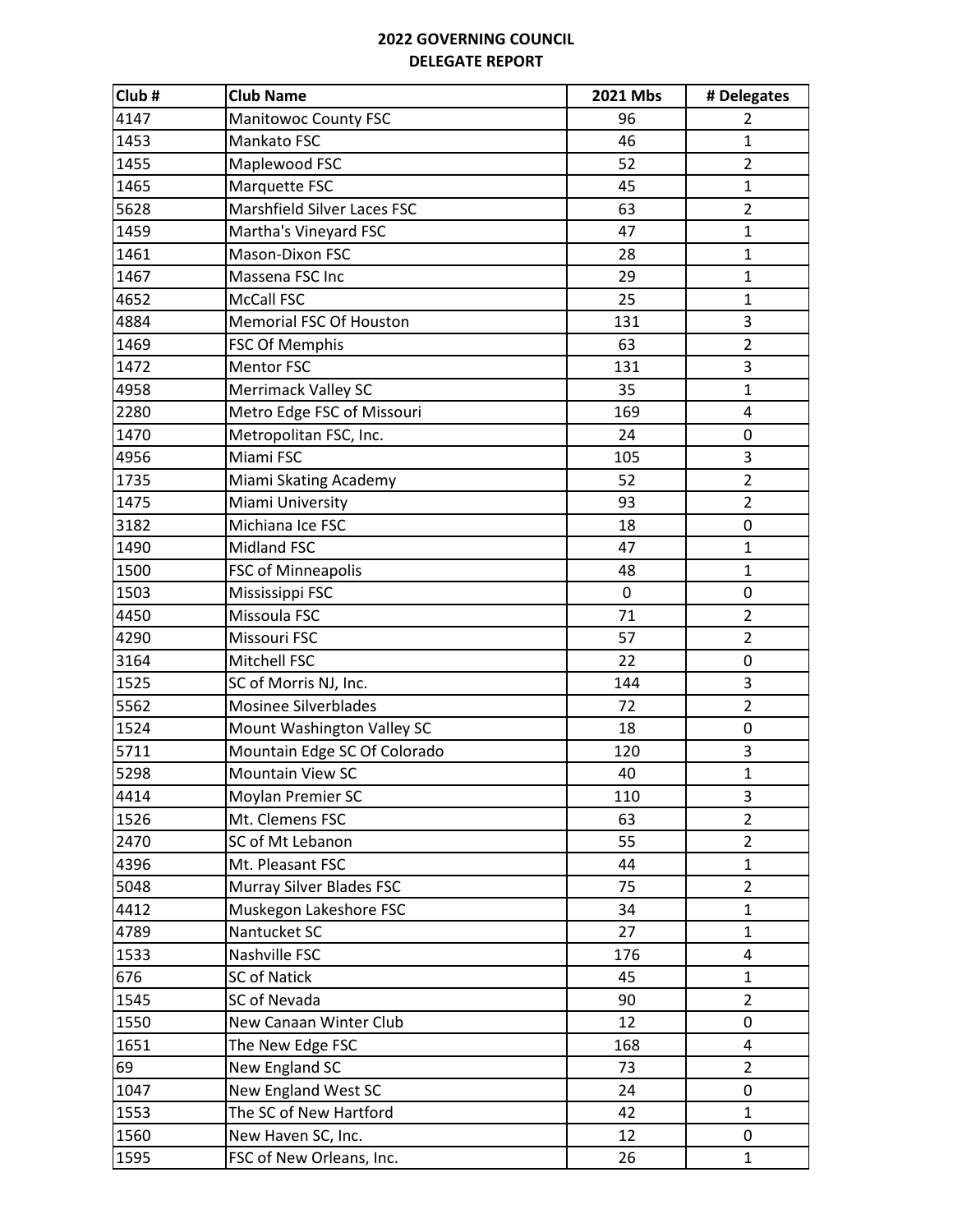**2022 GOVERNING COUNCIL**
**DELEGATE REPORT**

| Club # | Club Name | 2021 Mbs | # Delegates |
|---|---|---|---|
| 4147 | Manitowoc County FSC | 96 | 2 |
| 1453 | Mankato FSC | 46 | 1 |
| 1455 | Maplewood FSC | 52 | 2 |
| 1465 | Marquette FSC | 45 | 1 |
| 5628 | Marshfield Silver Laces FSC | 63 | 2 |
| 1459 | Martha's Vineyard FSC | 47 | 1 |
| 1461 | Mason-Dixon FSC | 28 | 1 |
| 1467 | Massena FSC Inc | 29 | 1 |
| 4652 | McCall FSC | 25 | 1 |
| 4884 | Memorial FSC Of Houston | 131 | 3 |
| 1469 | FSC Of Memphis | 63 | 2 |
| 1472 | Mentor FSC | 131 | 3 |
| 4958 | Merrimack Valley SC | 35 | 1 |
| 2280 | Metro Edge FSC of Missouri | 169 | 4 |
| 1470 | Metropolitan FSC, Inc. | 24 | 0 |
| 4956 | Miami FSC | 105 | 3 |
| 1735 | Miami Skating Academy | 52 | 2 |
| 1475 | Miami University | 93 | 2 |
| 3182 | Michiana Ice FSC | 18 | 0 |
| 1490 | Midland FSC | 47 | 1 |
| 1500 | FSC of Minneapolis | 48 | 1 |
| 1503 | Mississippi FSC | 0 | 0 |
| 4450 | Missoula FSC | 71 | 2 |
| 4290 | Missouri FSC | 57 | 2 |
| 3164 | Mitchell FSC | 22 | 0 |
| 1525 | SC of Morris NJ, Inc. | 144 | 3 |
| 5562 | Mosinee Silverblades | 72 | 2 |
| 1524 | Mount Washington Valley SC | 18 | 0 |
| 5711 | Mountain Edge SC Of Colorado | 120 | 3 |
| 5298 | Mountain View SC | 40 | 1 |
| 4414 | Moylan Premier SC | 110 | 3 |
| 1526 | Mt. Clemens FSC | 63 | 2 |
| 2470 | SC of Mt Lebanon | 55 | 2 |
| 4396 | Mt. Pleasant FSC | 44 | 1 |
| 5048 | Murray Silver Blades FSC | 75 | 2 |
| 4412 | Muskegon Lakeshore FSC | 34 | 1 |
| 4789 | Nantucket SC | 27 | 1 |
| 1533 | Nashville FSC | 176 | 4 |
| 676 | SC of Natick | 45 | 1 |
| 1545 | SC of Nevada | 90 | 2 |
| 1550 | New Canaan Winter Club | 12 | 0 |
| 1651 | The New Edge FSC | 168 | 4 |
| 69 | New England SC | 73 | 2 |
| 1047 | New England West SC | 24 | 0 |
| 1553 | The SC of New Hartford | 42 | 1 |
| 1560 | New Haven SC, Inc. | 12 | 0 |
| 1595 | FSC of New Orleans, Inc. | 26 | 1 |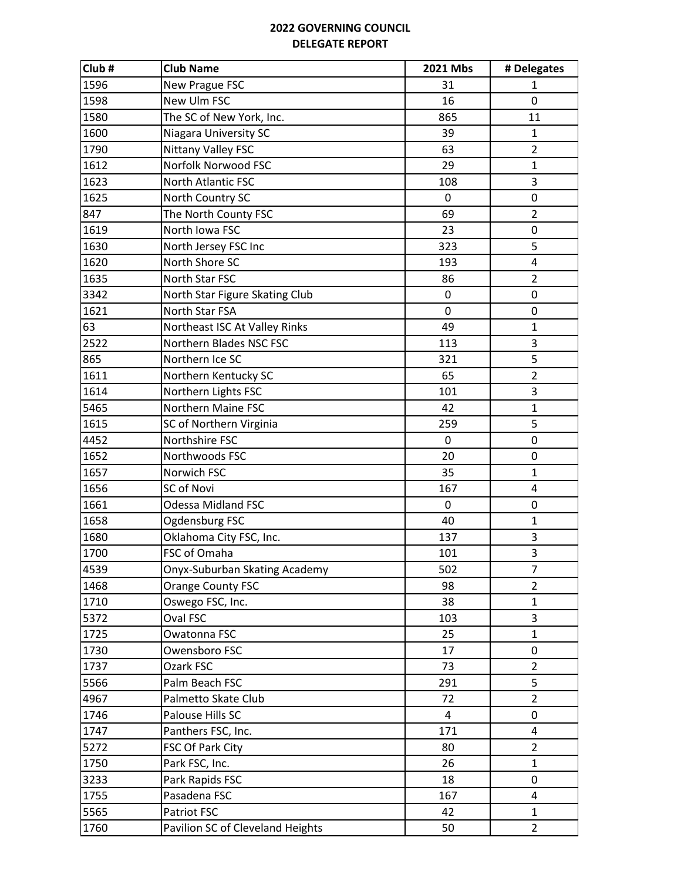**2022 GOVERNING COUNCIL**
**DELEGATE REPORT**

| Club # | Club Name | 2021 Mbs | # Delegates |
|---|---|---|---|
| 1596 | New Prague FSC | 31 | 1 |
| 1598 | New Ulm FSC | 16 | 0 |
| 1580 | The SC of New York, Inc. | 865 | 11 |
| 1600 | Niagara University SC | 39 | 1 |
| 1790 | Nittany Valley FSC | 63 | 2 |
| 1612 | Norfolk Norwood FSC | 29 | 1 |
| 1623 | North Atlantic FSC | 108 | 3 |
| 1625 | North Country SC | 0 | 0 |
| 847 | The North County FSC | 69 | 2 |
| 1619 | North Iowa FSC | 23 | 0 |
| 1630 | North Jersey FSC Inc | 323 | 5 |
| 1620 | North Shore SC | 193 | 4 |
| 1635 | North Star FSC | 86 | 2 |
| 3342 | North Star Figure Skating Club | 0 | 0 |
| 1621 | North Star FSA | 0 | 0 |
| 63 | Northeast ISC At Valley Rinks | 49 | 1 |
| 2522 | Northern Blades NSC FSC | 113 | 3 |
| 865 | Northern Ice SC | 321 | 5 |
| 1611 | Northern Kentucky SC | 65 | 2 |
| 1614 | Northern Lights FSC | 101 | 3 |
| 5465 | Northern Maine FSC | 42 | 1 |
| 1615 | SC of Northern Virginia | 259 | 5 |
| 4452 | Northshire FSC | 0 | 0 |
| 1652 | Northwoods FSC | 20 | 0 |
| 1657 | Norwich FSC | 35 | 1 |
| 1656 | SC of Novi | 167 | 4 |
| 1661 | Odessa Midland FSC | 0 | 0 |
| 1658 | Ogdensburg FSC | 40 | 1 |
| 1680 | Oklahoma City FSC, Inc. | 137 | 3 |
| 1700 | FSC of Omaha | 101 | 3 |
| 4539 | Onyx-Suburban Skating Academy | 502 | 7 |
| 1468 | Orange County FSC | 98 | 2 |
| 1710 | Oswego FSC, Inc. | 38 | 1 |
| 5372 | Oval FSC | 103 | 3 |
| 1725 | Owatonna FSC | 25 | 1 |
| 1730 | Owensboro FSC | 17 | 0 |
| 1737 | Ozark FSC | 73 | 2 |
| 5566 | Palm Beach FSC | 291 | 5 |
| 4967 | Palmetto Skate Club | 72 | 2 |
| 1746 | Palouse Hills SC | 4 | 0 |
| 1747 | Panthers FSC, Inc. | 171 | 4 |
| 5272 | FSC Of Park City | 80 | 2 |
| 1750 | Park FSC, Inc. | 26 | 1 |
| 3233 | Park Rapids FSC | 18 | 0 |
| 1755 | Pasadena FSC | 167 | 4 |
| 5565 | Patriot FSC | 42 | 1 |
| 1760 | Pavilion SC of Cleveland Heights | 50 | 2 |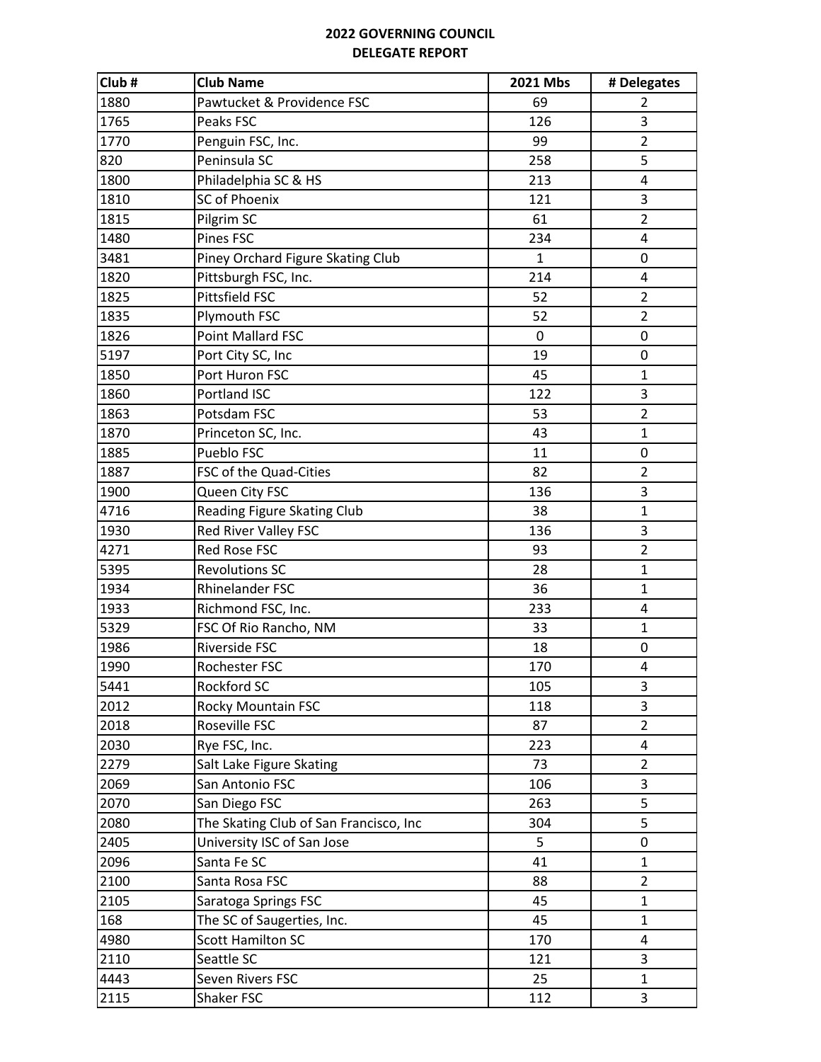## 2022 GOVERNING COUNCIL
## DELEGATE REPORT

| Club # | Club Name | 2021 Mbs | # Delegates |
|---|---|---|---|
| 1880 | Pawtucket & Providence FSC | 69 | 2 |
| 1765 | Peaks FSC | 126 | 3 |
| 1770 | Penguin FSC, Inc. | 99 | 2 |
| 820 | Peninsula SC | 258 | 5 |
| 1800 | Philadelphia SC & HS | 213 | 4 |
| 1810 | SC of Phoenix | 121 | 3 |
| 1815 | Pilgrim SC | 61 | 2 |
| 1480 | Pines FSC | 234 | 4 |
| 3481 | Piney Orchard Figure Skating Club | 1 | 0 |
| 1820 | Pittsburgh FSC, Inc. | 214 | 4 |
| 1825 | Pittsfield FSC | 52 | 2 |
| 1835 | Plymouth FSC | 52 | 2 |
| 1826 | Point Mallard FSC | 0 | 0 |
| 5197 | Port City SC, Inc | 19 | 0 |
| 1850 | Port Huron FSC | 45 | 1 |
| 1860 | Portland ISC | 122 | 3 |
| 1863 | Potsdam FSC | 53 | 2 |
| 1870 | Princeton SC, Inc. | 43 | 1 |
| 1885 | Pueblo FSC | 11 | 0 |
| 1887 | FSC of the Quad-Cities | 82 | 2 |
| 1900 | Queen City FSC | 136 | 3 |
| 4716 | Reading Figure Skating Club | 38 | 1 |
| 1930 | Red River Valley FSC | 136 | 3 |
| 4271 | Red Rose FSC | 93 | 2 |
| 5395 | Revolutions SC | 28 | 1 |
| 1934 | Rhinelander FSC | 36 | 1 |
| 1933 | Richmond FSC, Inc. | 233 | 4 |
| 5329 | FSC Of Rio Rancho, NM | 33 | 1 |
| 1986 | Riverside FSC | 18 | 0 |
| 1990 | Rochester FSC | 170 | 4 |
| 5441 | Rockford SC | 105 | 3 |
| 2012 | Rocky Mountain FSC | 118 | 3 |
| 2018 | Roseville FSC | 87 | 2 |
| 2030 | Rye FSC, Inc. | 223 | 4 |
| 2279 | Salt Lake Figure Skating | 73 | 2 |
| 2069 | San Antonio FSC | 106 | 3 |
| 2070 | San Diego FSC | 263 | 5 |
| 2080 | The Skating Club of San Francisco, Inc | 304 | 5 |
| 2405 | University ISC of San Jose | 5 | 0 |
| 2096 | Santa Fe SC | 41 | 1 |
| 2100 | Santa Rosa FSC | 88 | 2 |
| 2105 | Saratoga Springs FSC | 45 | 1 |
| 168 | The SC of Saugerties, Inc. | 45 | 1 |
| 4980 | Scott Hamilton SC | 170 | 4 |
| 2110 | Seattle SC | 121 | 3 |
| 4443 | Seven Rivers FSC | 25 | 1 |
| 2115 | Shaker FSC | 112 | 3 |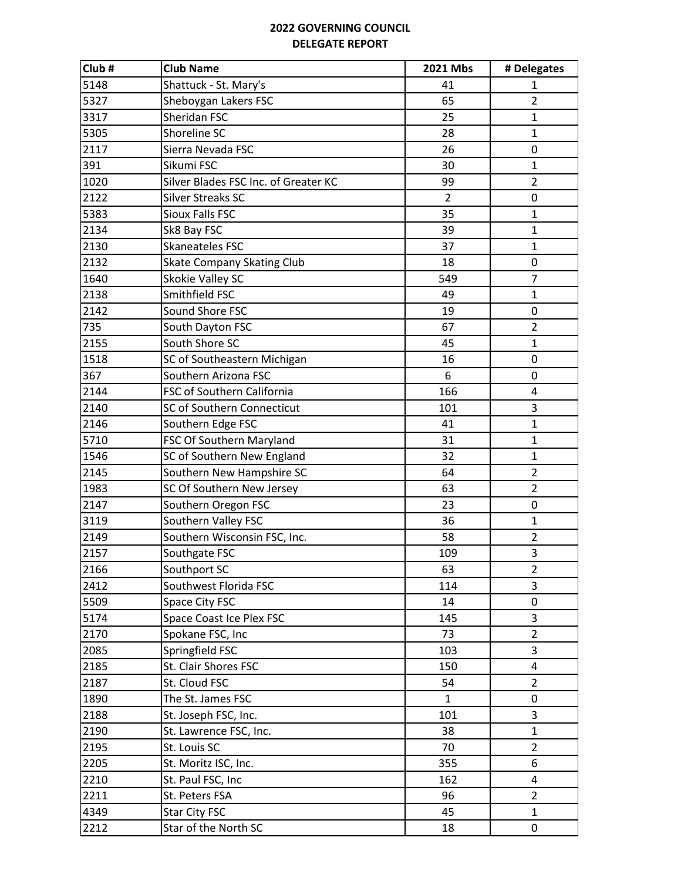**2022 GOVERNING COUNCIL**
**DELEGATE REPORT**

| Club # | Club Name | 2021 Mbs | # Delegates |
|---|---|---|---|
| 5148 | Shattuck - St. Mary's | 41 | 1 |
| 5327 | Sheboygan Lakers FSC | 65 | 2 |
| 3317 | Sheridan FSC | 25 | 1 |
| 5305 | Shoreline SC | 28 | 1 |
| 2117 | Sierra Nevada FSC | 26 | 0 |
| 391 | Sikumi FSC | 30 | 1 |
| 1020 | Silver Blades FSC Inc. of Greater KC | 99 | 2 |
| 2122 | Silver Streaks SC | 2 | 0 |
| 5383 | Sioux Falls FSC | 35 | 1 |
| 2134 | Sk8 Bay FSC | 39 | 1 |
| 2130 | Skaneateles FSC | 37 | 1 |
| 2132 | Skate Company Skating Club | 18 | 0 |
| 1640 | Skokie Valley SC | 549 | 7 |
| 2138 | Smithfield FSC | 49 | 1 |
| 2142 | Sound Shore FSC | 19 | 0 |
| 735 | South Dayton FSC | 67 | 2 |
| 2155 | South Shore SC | 45 | 1 |
| 1518 | SC of Southeastern Michigan | 16 | 0 |
| 367 | Southern Arizona FSC | 6 | 0 |
| 2144 | FSC of Southern California | 166 | 4 |
| 2140 | SC of Southern Connecticut | 101 | 3 |
| 2146 | Southern Edge FSC | 41 | 1 |
| 5710 | FSC Of Southern Maryland | 31 | 1 |
| 1546 | SC of Southern New England | 32 | 1 |
| 2145 | Southern New Hampshire SC | 64 | 2 |
| 1983 | SC Of Southern New Jersey | 63 | 2 |
| 2147 | Southern Oregon FSC | 23 | 0 |
| 3119 | Southern Valley FSC | 36 | 1 |
| 2149 | Southern Wisconsin FSC, Inc. | 58 | 2 |
| 2157 | Southgate FSC | 109 | 3 |
| 2166 | Southport SC | 63 | 2 |
| 2412 | Southwest Florida FSC | 114 | 3 |
| 5509 | Space City FSC | 14 | 0 |
| 5174 | Space Coast Ice Plex FSC | 145 | 3 |
| 2170 | Spokane FSC, Inc | 73 | 2 |
| 2085 | Springfield FSC | 103 | 3 |
| 2185 | St. Clair Shores FSC | 150 | 4 |
| 2187 | St. Cloud FSC | 54 | 2 |
| 1890 | The St. James FSC | 1 | 0 |
| 2188 | St. Joseph FSC, Inc. | 101 | 3 |
| 2190 | St. Lawrence FSC, Inc. | 38 | 1 |
| 2195 | St. Louis SC | 70 | 2 |
| 2205 | St. Moritz ISC, Inc. | 355 | 6 |
| 2210 | St. Paul FSC, Inc | 162 | 4 |
| 2211 | St. Peters FSA | 96 | 2 |
| 4349 | Star City FSC | 45 | 1 |
| 2212 | Star of the North SC | 18 | 0 |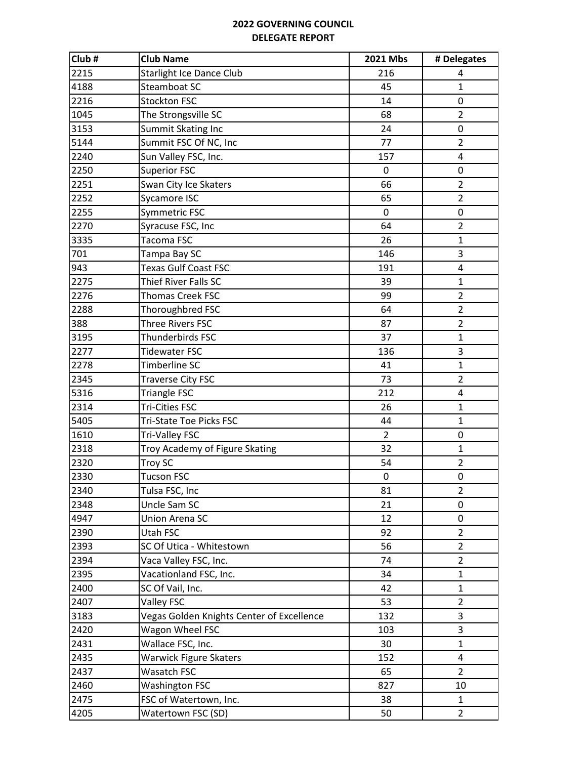# 2022 GOVERNING COUNCIL
## DELEGATE REPORT

| Club # | Club Name | 2021 Mbs | # Delegates |
|---|---|---|---|
| 2215 | Starlight Ice Dance Club | 216 | 4 |
| 4188 | Steamboat SC | 45 | 1 |
| 2216 | Stockton FSC | 14 | 0 |
| 1045 | The Strongsville SC | 68 | 2 |
| 3153 | Summit Skating Inc | 24 | 0 |
| 5144 | Summit FSC Of NC, Inc | 77 | 2 |
| 2240 | Sun Valley FSC, Inc. | 157 | 4 |
| 2250 | Superior FSC | 0 | 0 |
| 2251 | Swan City Ice Skaters | 66 | 2 |
| 2252 | Sycamore ISC | 65 | 2 |
| 2255 | Symmetric FSC | 0 | 0 |
| 2270 | Syracuse FSC, Inc | 64 | 2 |
| 3335 | Tacoma FSC | 26 | 1 |
| 701 | Tampa Bay SC | 146 | 3 |
| 943 | Texas Gulf Coast FSC | 191 | 4 |
| 2275 | Thief River Falls SC | 39 | 1 |
| 2276 | Thomas Creek FSC | 99 | 2 |
| 2288 | Thoroughbred FSC | 64 | 2 |
| 388 | Three Rivers FSC | 87 | 2 |
| 3195 | Thunderbirds FSC | 37 | 1 |
| 2277 | Tidewater FSC | 136 | 3 |
| 2278 | Timberline SC | 41 | 1 |
| 2345 | Traverse City FSC | 73 | 2 |
| 5316 | Triangle FSC | 212 | 4 |
| 2314 | Tri-Cities FSC | 26 | 1 |
| 5405 | Tri-State Toe Picks FSC | 44 | 1 |
| 1610 | Tri-Valley FSC | 2 | 0 |
| 2318 | Troy Academy of Figure Skating | 32 | 1 |
| 2320 | Troy SC | 54 | 2 |
| 2330 | Tucson FSC | 0 | 0 |
| 2340 | Tulsa FSC, Inc | 81 | 2 |
| 2348 | Uncle Sam SC | 21 | 0 |
| 4947 | Union Arena SC | 12 | 0 |
| 2390 | Utah FSC | 92 | 2 |
| 2393 | SC Of Utica - Whitestown | 56 | 2 |
| 2394 | Vaca Valley FSC, Inc. | 74 | 2 |
| 2395 | Vacationland FSC, Inc. | 34 | 1 |
| 2400 | SC Of Vail, Inc. | 42 | 1 |
| 2407 | Valley FSC | 53 | 2 |
| 3183 | Vegas Golden Knights Center of Excellence | 132 | 3 |
| 2420 | Wagon Wheel FSC | 103 | 3 |
| 2431 | Wallace FSC, Inc. | 30 | 1 |
| 2435 | Warwick Figure Skaters | 152 | 4 |
| 2437 | Wasatch FSC | 65 | 2 |
| 2460 | Washington FSC | 827 | 10 |
| 2475 | FSC of Watertown, Inc. | 38 | 1 |
| 4205 | Watertown FSC (SD) | 50 | 2 |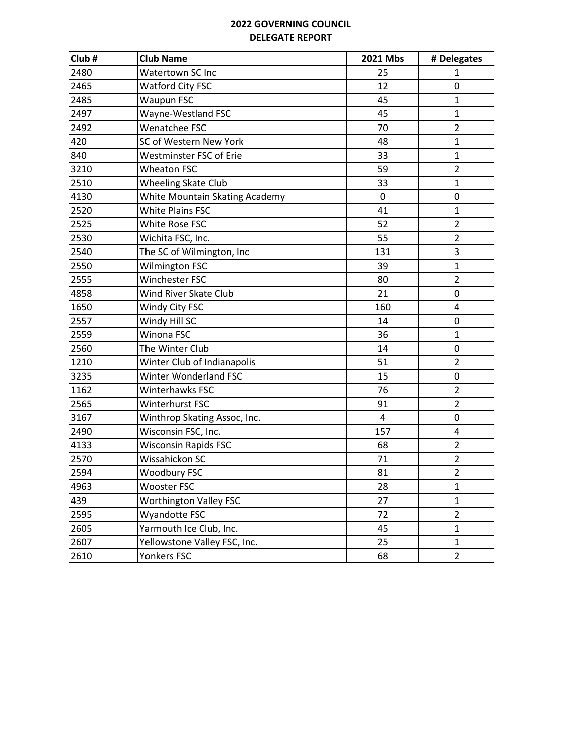**2022 GOVERNING COUNCIL**
**DELEGATE REPORT**

| Club # | Club Name | 2021 Mbs | # Delegates |
|---|---|---|---|
| 2480 | Watertown SC Inc | 25 | 1 |
| 2465 | Watford City FSC | 12 | 0 |
| 2485 | Waupun FSC | 45 | 1 |
| 2497 | Wayne-Westland FSC | 45 | 1 |
| 2492 | Wenatchee FSC | 70 | 2 |
| 420 | SC of Western New York | 48 | 1 |
| 840 | Westminster FSC of Erie | 33 | 1 |
| 3210 | Wheaton FSC | 59 | 2 |
| 2510 | Wheeling Skate Club | 33 | 1 |
| 4130 | White Mountain Skating Academy | 0 | 0 |
| 2520 | White Plains FSC | 41 | 1 |
| 2525 | White Rose FSC | 52 | 2 |
| 2530 | Wichita FSC, Inc. | 55 | 2 |
| 2540 | The SC of Wilmington, Inc | 131 | 3 |
| 2550 | Wilmington FSC | 39 | 1 |
| 2555 | Winchester FSC | 80 | 2 |
| 4858 | Wind River Skate Club | 21 | 0 |
| 1650 | Windy City FSC | 160 | 4 |
| 2557 | Windy Hill SC | 14 | 0 |
| 2559 | Winona FSC | 36 | 1 |
| 2560 | The Winter Club | 14 | 0 |
| 1210 | Winter Club of Indianapolis | 51 | 2 |
| 3235 | Winter Wonderland FSC | 15 | 0 |
| 1162 | Winterhawks FSC | 76 | 2 |
| 2565 | Winterhurst FSC | 91 | 2 |
| 3167 | Winthrop Skating Assoc, Inc. | 4 | 0 |
| 2490 | Wisconsin FSC, Inc. | 157 | 4 |
| 4133 | Wisconsin Rapids FSC | 68 | 2 |
| 2570 | Wissahickon SC | 71 | 2 |
| 2594 | Woodbury FSC | 81 | 2 |
| 4963 | Wooster FSC | 28 | 1 |
| 439 | Worthington Valley FSC | 27 | 1 |
| 2595 | Wyandotte FSC | 72 | 2 |
| 2605 | Yarmouth Ice Club, Inc. | 45 | 1 |
| 2607 | Yellowstone Valley FSC, Inc. | 25 | 1 |
| 2610 | Yonkers FSC | 68 | 2 |